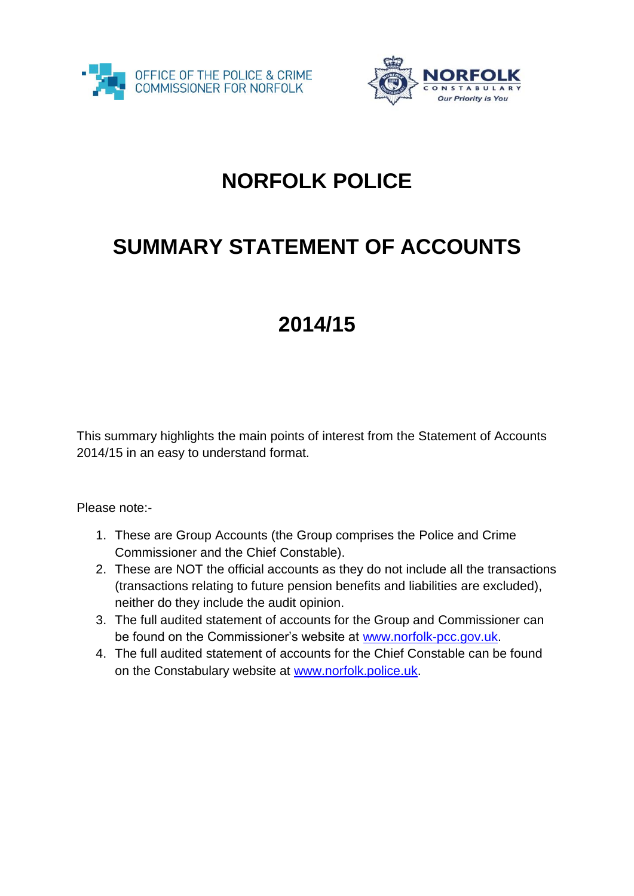OFFICE OF THE POLICE & CRIME COMMISSIONER FOR NORFOLK

NORFOLK CONSTABULARY
*Our Priority is You*

# NORFOLK POLICE

# SUMMARY STATEMENT OF ACCOUNTS

# 2014/15

This summary highlights the main points of interest from the Statement of Accounts 2014/15 in an easy to understand format.

Please note:-

1. These are Group Accounts (the Group comprises the Police and Crime Commissioner and the Chief Constable).
2. These are NOT the official accounts as they do not include all the transactions (transactions relating to future pension benefits and liabilities are excluded), neither do they include the audit opinion.
3. The full audited statement of accounts for the Group and Commissioner can be found on the Commissioner's website at [www.norfolk-pcc.gov.uk](http://www.norfolk-pcc.gov.uk).
4. The full audited statement of accounts for the Chief Constable can be found on the Constabulary website at [www.norfolk.police.uk](http://www.norfolk.police.uk).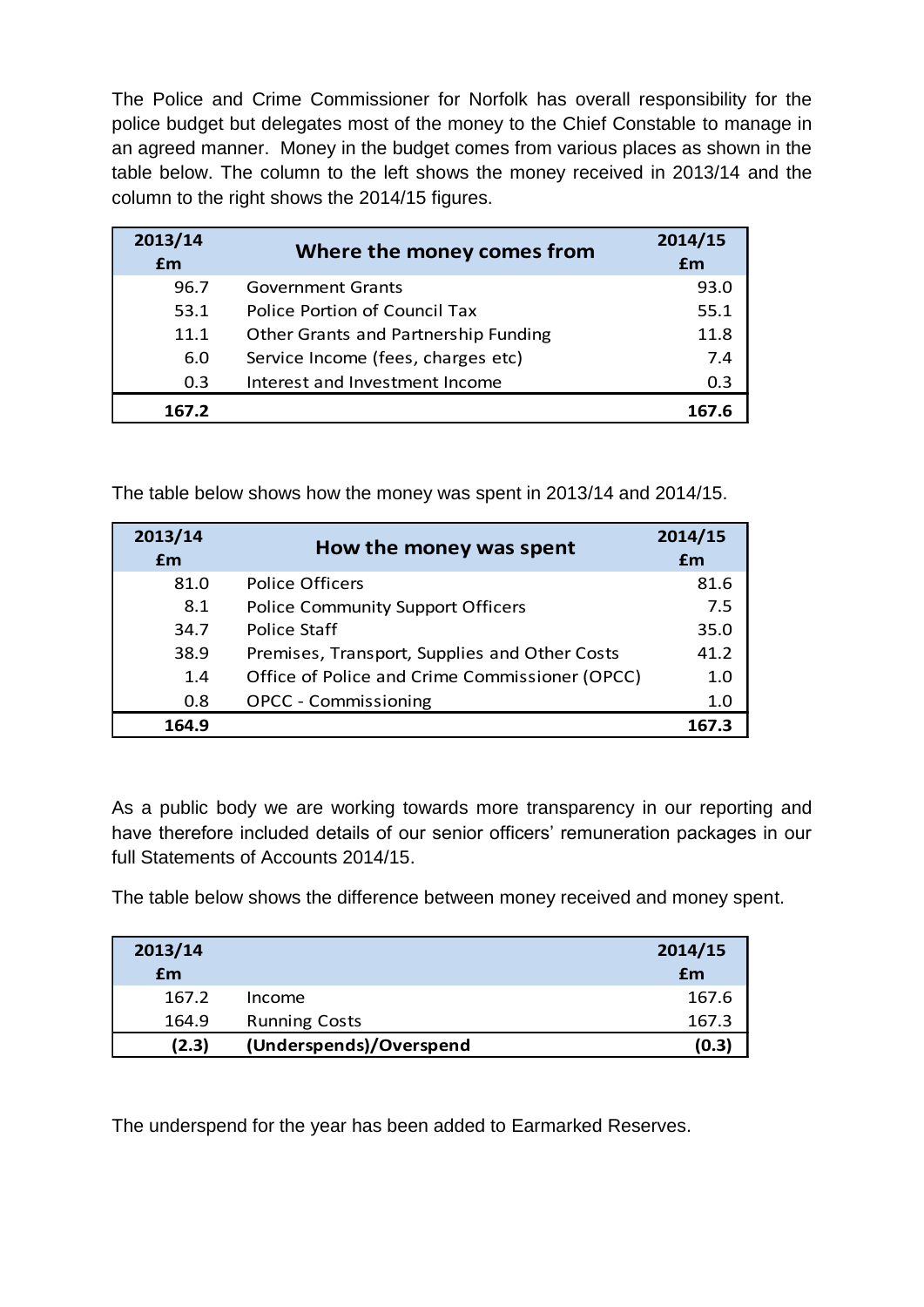The Police and Crime Commissioner for Norfolk has overall responsibility for the police budget but delegates most of the money to the Chief Constable to manage in an agreed manner. Money in the budget comes from various places as shown in the table below. The column to the left shows the money received in 2013/14 and the column to the right shows the 2014/15 figures.

| 2013/14 £m | Where the money comes from | 2014/15 £m |
|---|---|---|
| 96.7 | Government Grants | 93.0 |
| 53.1 | Police Portion of Council Tax | 55.1 |
| 11.1 | Other Grants and Partnership Funding | 11.8 |
| 6.0 | Service Income (fees, charges etc) | 7.4 |
| 0.3 | Interest and Investment Income | 0.3 |
| **167.2** | | **167.6** |

The table below shows how the money was spent in 2013/14 and 2014/15.

| 2013/14 £m | How the money was spent | 2014/15 £m |
|---|---|---|
| 81.0 | Police Officers | 81.6 |
| 8.1 | Police Community Support Officers | 7.5 |
| 34.7 | Police Staff | 35.0 |
| 38.9 | Premises, Transport, Supplies and Other Costs | 41.2 |
| 1.4 | Office of Police and Crime Commissioner (OPCC) | 1.0 |
| 0.8 | OPCC - Commissioning | 1.0 |
| **164.9** | | **167.3** |

As a public body we are working towards more transparency in our reporting and have therefore included details of our senior officers' remuneration packages in our full Statements of Accounts 2014/15.

The table below shows the difference between money received and money spent.

| 2013/14 £m | | 2014/15 £m |
|---|---|---|
| 167.2 | Income | 167.6 |
| 164.9 | Running Costs | 167.3 |
| **(2.3)** | **(Underspends)/Overspend** | **(0.3)** |

The underspend for the year has been added to Earmarked Reserves.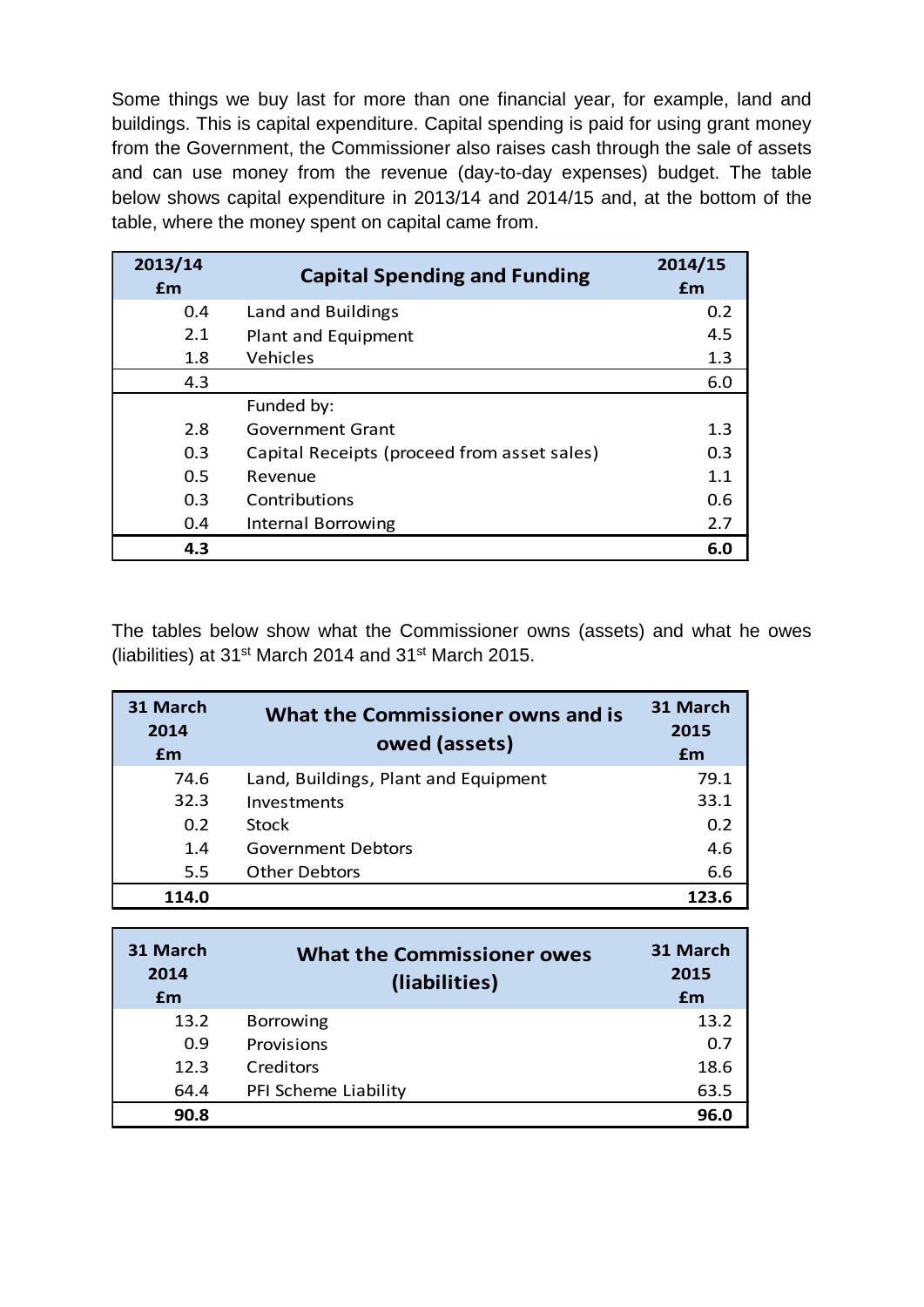Some things we buy last for more than one financial year, for example, land and buildings. This is capital expenditure. Capital spending is paid for using grant money from the Government, the Commissioner also raises cash through the sale of assets and can use money from the revenue (day-to-day expenses) budget. The table below shows capital expenditure in 2013/14 and 2014/15 and, at the bottom of the table, where the money spent on capital came from.

| 2013/14 £m | Capital Spending and Funding | 2014/15 £m |
|---|---|---|
| 0.4 | Land and Buildings | 0.2 |
| 2.1 | Plant and Equipment | 4.5 |
| 1.8 | Vehicles | 1.3 |
| 4.3 | | 6.0 |
| | Funded by: | |
| 2.8 | Government Grant | 1.3 |
| 0.3 | Capital Receipts (proceed from asset sales) | 0.3 |
| 0.5 | Revenue | 1.1 |
| 0.3 | Contributions | 0.6 |
| 0.4 | Internal Borrowing | 2.7 |
| **4.3** | | **6.0** |

The tables below show what the Commissioner owns (assets) and what he owes (liabilities) at 31st March 2014 and 31st March 2015.

| 31 March 2014 £m | What the Commissioner owns and is owed (assets) | 31 March 2015 £m |
|---|---|---|
| 74.6 | Land, Buildings, Plant and Equipment | 79.1 |
| 32.3 | Investments | 33.1 |
| 0.2 | Stock | 0.2 |
| 1.4 | Government Debtors | 4.6 |
| 5.5 | Other Debtors | 6.6 |
| **114.0** | | **123.6** |

| 31 March 2014 £m | What the Commissioner owes (liabilities) | 31 March 2015 £m |
|---|---|---|
| 13.2 | Borrowing | 13.2 |
| 0.9 | Provisions | 0.7 |
| 12.3 | Creditors | 18.6 |
| 64.4 | PFI Scheme Liability | 63.5 |
| **90.8** | | **96.0** |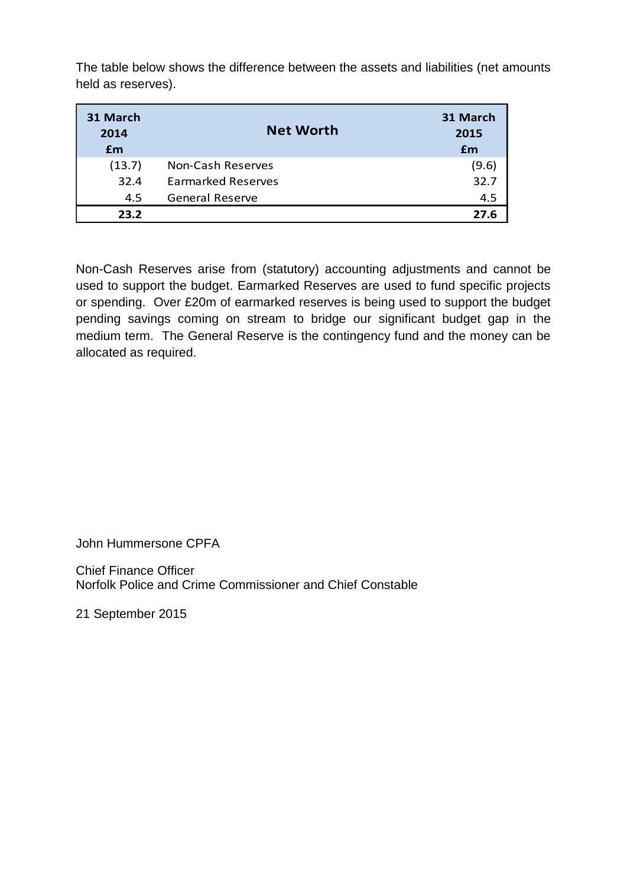The table below shows the difference between the assets and liabilities (net amounts held as reserves).

| 31 March 2014 £m | Net Worth | 31 March 2015 £m |
|---|---|---|
| (13.7) | Non-Cash Reserves | (9.6) |
| 32.4 | Earmarked Reserves | 32.7 |
| 4.5 | General Reserve | 4.5 |
| **23.2** | | **27.6** |

Non-Cash Reserves arise from (statutory) accounting adjustments and cannot be used to support the budget. Earmarked Reserves are used to fund specific projects or spending. Over £20m of earmarked reserves is being used to support the budget pending savings coming on stream to bridge our significant budget gap in the medium term. The General Reserve is the contingency fund and the money can be allocated as required.

John Hummersone CPFA

Chief Finance Officer
Norfolk Police and Crime Commissioner and Chief Constable

21 September 2015